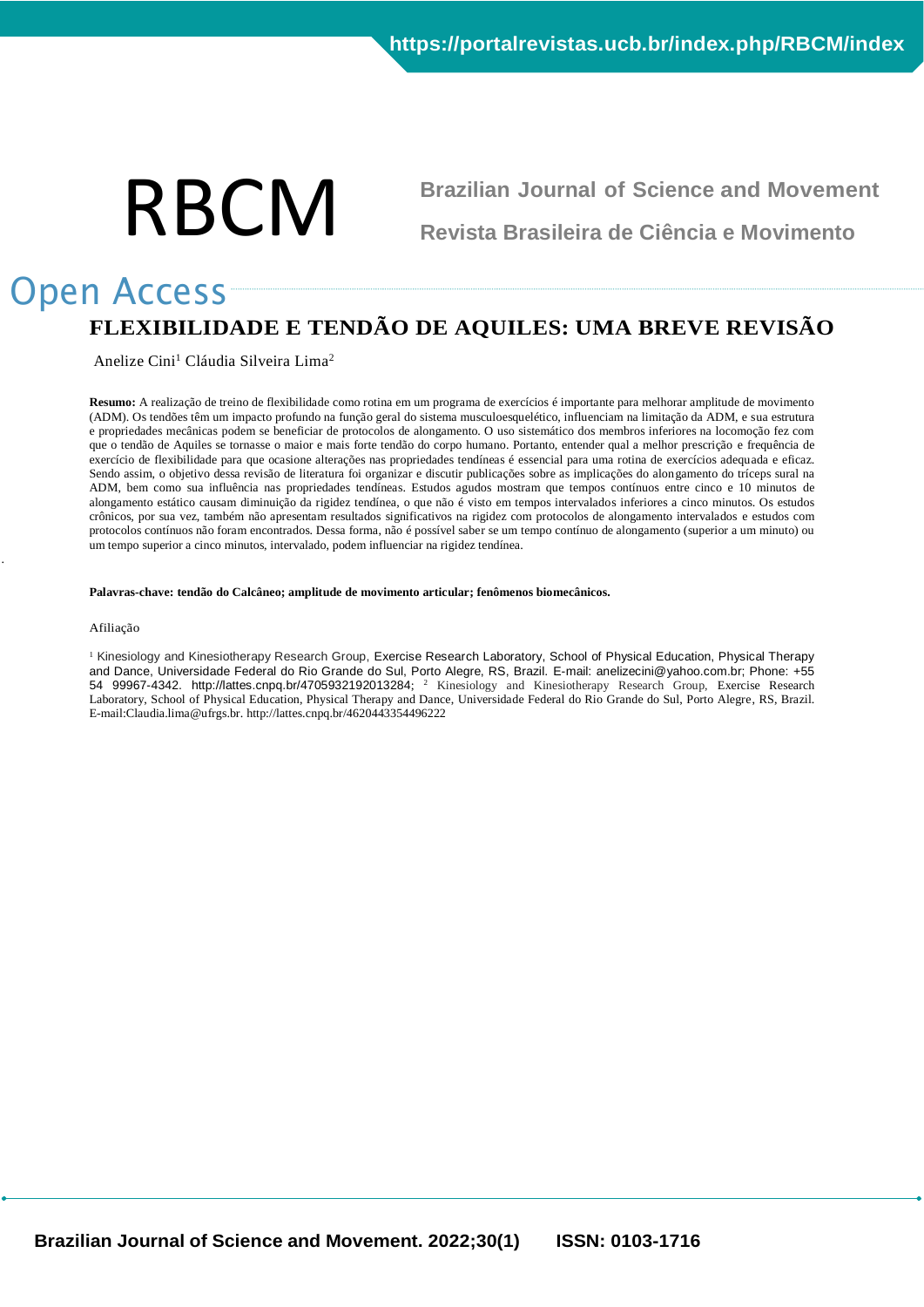# FLEXIBILIDADE E TENDÃO DE AQUILES: UMA BREVE REVISÃO

Anelize Cini[1] Cláudia Silveira Lima[2]

**Resumo:** A realização de treino de flexibilidade como rotina em um programa de exercícios é importante para melhorar amplitude de movimento (ADM). Os tendões têm um impacto profundo na função geral do sistema musculoesquelético, influenciam na limitação da ADM, e sua estrutura e propriedades mecânicas podem se beneficiar de protocolos de alongamento. O uso sistemático dos membros inferiores na locomoção fez com que o tendão de Aquiles se tornasse o maior e mais forte tendão do corpo humano. Portanto, entender qual a melhor prescrição e frequência de exercício de flexibilidade para que ocasione alterações nas propriedades tendíneas é essencial para uma rotina de exercícios adequada e eficaz. Sendo assim, o objetivo dessa revisão de literatura foi organizar e discutir publicações sobre as implicações do alongamento do tríceps sural na ADM, bem como sua influência nas propriedades tendíneas. Estudos agudos mostram que tempos contínuos entre cinco e 10 minutos de alongamento estático causam diminuição da rigidez tendínea, o que não é visto em tempos intervalados inferiores a cinco minutos. Os estudos crônicos, por sua vez, também não apresentam resultados significativos na rigidez com protocolos de alongamento intervalados e estudos com protocolos contínuos não foram encontrados. Dessa forma, não é possível saber se um tempo contínuo de alongamento (superior a um minuto) ou um tempo superior a cinco minutos, intervalado, podem influenciar na rigidez tendínea.

**Palavras-chave: tendão do Calcâneo; amplitude de movimento articular; fenômenos biomecânicos.**

Afiliação

[1] Kinesiology and Kinesiotherapy Research Group, Exercise Research Laboratory, School of Physical Education, Physical Therapy and Dance, Universidade Federal do Rio Grande do Sul, Porto Alegre, RS, Brazil. E-mail: anelizecini@yahoo.com.br; Phone: +55 54 99967-4342. http://lattes.cnpq.br/4705932192013284; [2] Kinesiology and Kinesiotherapy Research Group, Exercise Research Laboratory, School of Physical Education, Physical Therapy and Dance, Universidade Federal do Rio Grande do Sul, Porto Alegre, RS, Brazil. E-mail:Claudia.lima@ufrgs.br. http://lattes.cnpq.br/4620443354496222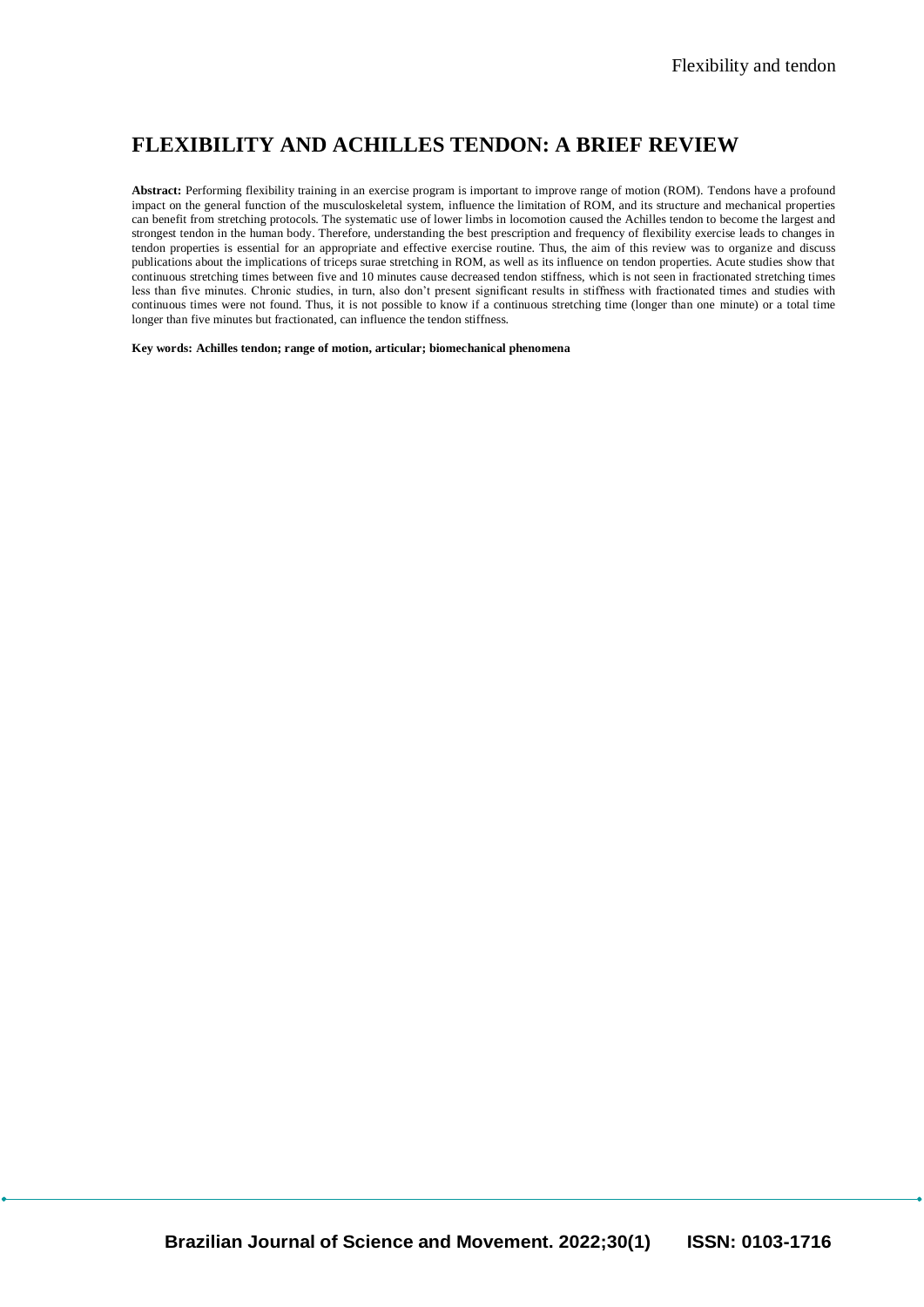# FLEXIBILITY AND ACHILLES TENDON: A BRIEF REVIEW

**Abstract:** Performing flexibility training in an exercise program is important to improve range of motion (ROM). Tendons have a profound impact on the general function of the musculoskeletal system, influence the limitation of ROM, and its structure and mechanical properties can benefit from stretching protocols. The systematic use of lower limbs in locomotion caused the Achilles tendon to become the largest and strongest tendon in the human body. Therefore, understanding the best prescription and frequency of flexibility exercise leads to changes in tendon properties is essential for an appropriate and effective exercise routine. Thus, the aim of this review was to organize and discuss publications about the implications of triceps surae stretching in ROM, as well as its influence on tendon properties. Acute studies show that continuous stretching times between five and 10 minutes cause decreased tendon stiffness, which is not seen in fractionated stretching times less than five minutes. Chronic studies, in turn, also don't present significant results in stiffness with fractionated times and studies with continuous times were not found. Thus, it is not possible to know if a continuous stretching time (longer than one minute) or a total time longer than five minutes but fractionated, can influence the tendon stiffness.

**Key words: Achilles tendon; range of motion, articular; biomechanical phenomena**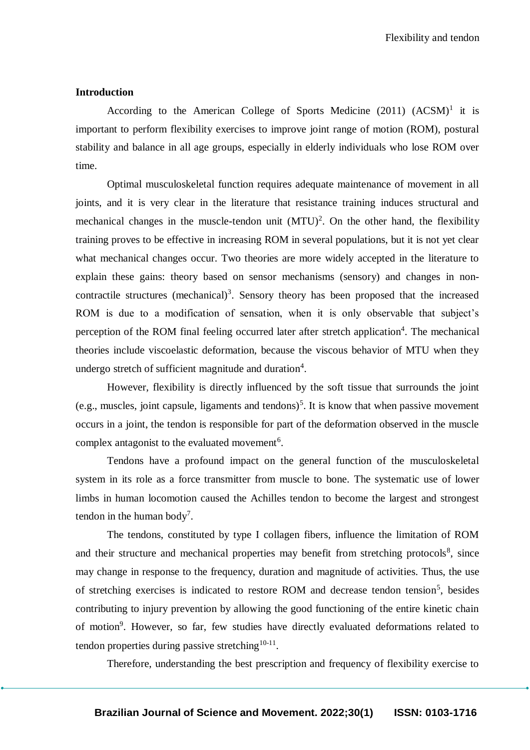## Introduction

According to the American College of Sports Medicine (2011) (ACSM)[1] it is important to perform flexibility exercises to improve joint range of motion (ROM), postural stability and balance in all age groups, especially in elderly individuals who lose ROM over time.

Optimal musculoskeletal function requires adequate maintenance of movement in all joints, and it is very clear in the literature that resistance training induces structural and mechanical changes in the muscle-tendon unit (MTU)[2]. On the other hand, the flexibility training proves to be effective in increasing ROM in several populations, but it is not yet clear what mechanical changes occur. Two theories are more widely accepted in the literature to explain these gains: theory based on sensor mechanisms (sensory) and changes in non-contractile structures (mechanical)[3]. Sensory theory has been proposed that the increased ROM is due to a modification of sensation, when it is only observable that subject's perception of the ROM final feeling occurred later after stretch application[4]. The mechanical theories include viscoelastic deformation, because the viscous behavior of MTU when they undergo stretch of sufficient magnitude and duration[4].

However, flexibility is directly influenced by the soft tissue that surrounds the joint (e.g., muscles, joint capsule, ligaments and tendons)[5]. It is know that when passive movement occurs in a joint, the tendon is responsible for part of the deformation observed in the muscle complex antagonist to the evaluated movement[6].

Tendons have a profound impact on the general function of the musculoskeletal system in its role as a force transmitter from muscle to bone. The systematic use of lower limbs in human locomotion caused the Achilles tendon to become the largest and strongest tendon in the human body[7].

The tendons, constituted by type I collagen fibers, influence the limitation of ROM and their structure and mechanical properties may benefit from stretching protocols[8], since may change in response to the frequency, duration and magnitude of activities. Thus, the use of stretching exercises is indicated to restore ROM and decrease tendon tension[5], besides contributing to injury prevention by allowing the good functioning of the entire kinetic chain of motion[9]. However, so far, few studies have directly evaluated deformations related to tendon properties during passive stretching[10-11].

Therefore, understanding the best prescription and frequency of flexibility exercise to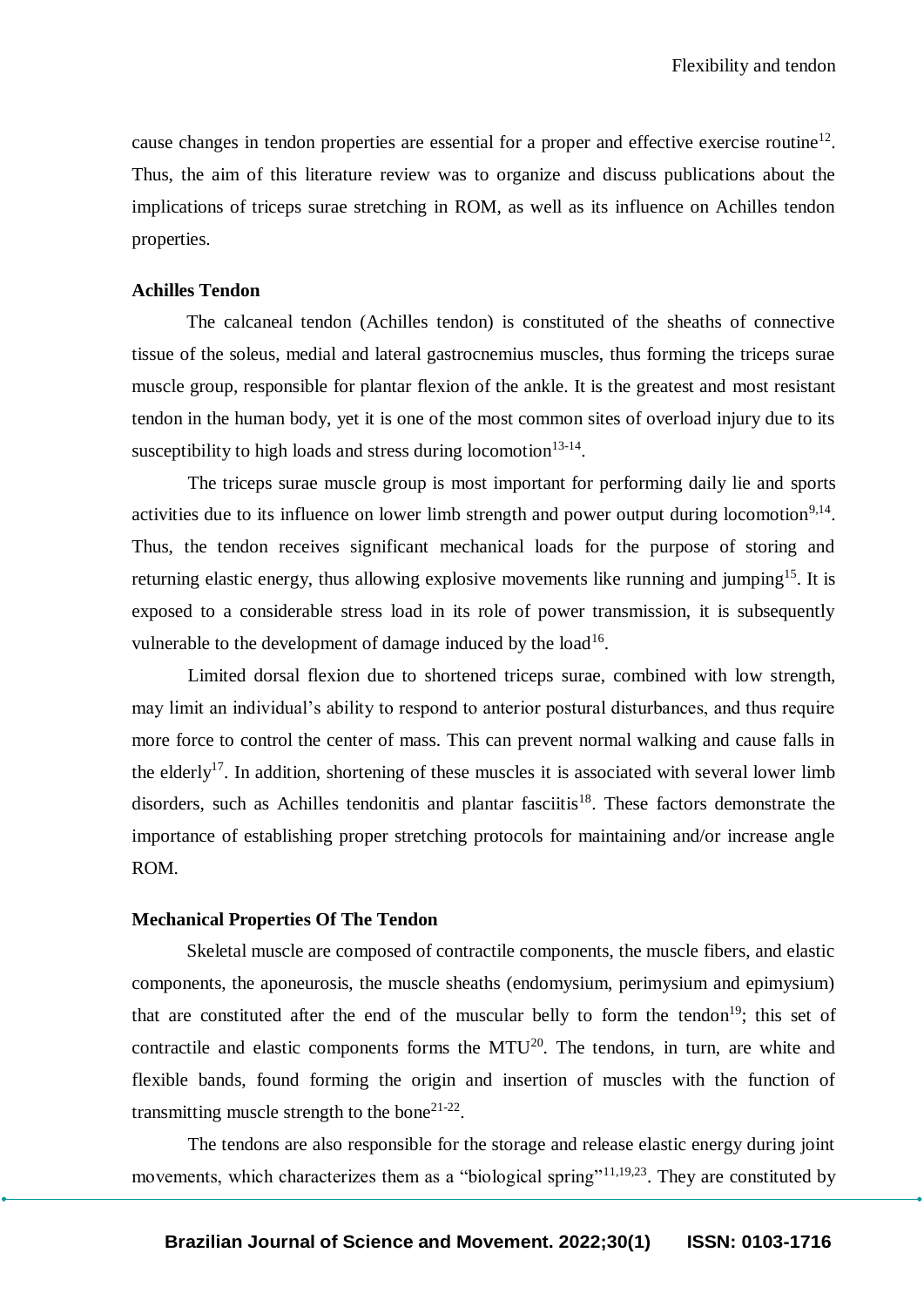cause changes in tendon properties are essential for a proper and effective exercise routine[12]. Thus, the aim of this literature review was to organize and discuss publications about the implications of triceps surae stretching in ROM, as well as its influence on Achilles tendon properties.

## Achilles Tendon

The calcaneal tendon (Achilles tendon) is constituted of the sheaths of connective tissue of the soleus, medial and lateral gastrocnemius muscles, thus forming the triceps surae muscle group, responsible for plantar flexion of the ankle. It is the greatest and most resistant tendon in the human body, yet it is one of the most common sites of overload injury due to its susceptibility to high loads and stress during locomotion[13-14].

The triceps surae muscle group is most important for performing daily lie and sports activities due to its influence on lower limb strength and power output during locomotion[9,14]. Thus, the tendon receives significant mechanical loads for the purpose of storing and returning elastic energy, thus allowing explosive movements like running and jumping[15]. It is exposed to a considerable stress load in its role of power transmission, it is subsequently vulnerable to the development of damage induced by the load[16].

Limited dorsal flexion due to shortened triceps surae, combined with low strength, may limit an individual's ability to respond to anterior postural disturbances, and thus require more force to control the center of mass. This can prevent normal walking and cause falls in the elderly[17]. In addition, shortening of these muscles it is associated with several lower limb disorders, such as Achilles tendonitis and plantar fasciitis[18]. These factors demonstrate the importance of establishing proper stretching protocols for maintaining and/or increase angle ROM.

## Mechanical Properties Of The Tendon

Skeletal muscle are composed of contractile components, the muscle fibers, and elastic components, the aponeurosis, the muscle sheaths (endomysium, perimysium and epimysium) that are constituted after the end of the muscular belly to form the tendon[19]; this set of contractile and elastic components forms the MTU[20]. The tendons, in turn, are white and flexible bands, found forming the origin and insertion of muscles with the function of transmitting muscle strength to the bone[21-22].

The tendons are also responsible for the storage and release elastic energy during joint movements, which characterizes them as a "biological spring"[11,19,23]. They are constituted by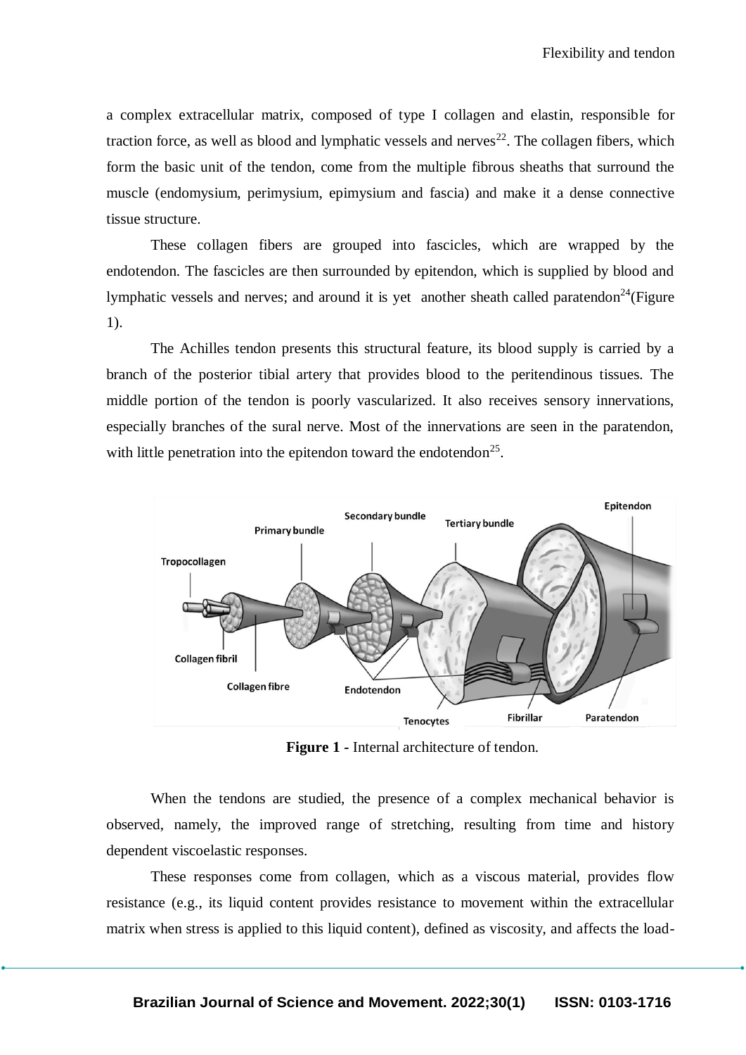a complex extracellular matrix, composed of type I collagen and elastin, responsible for traction force, as well as blood and lymphatic vessels and nerves[22]. The collagen fibers, which form the basic unit of the tendon, come from the multiple fibrous sheaths that surround the muscle (endomysium, perimysium, epimysium and fascia) and make it a dense connective tissue structure.

These collagen fibers are grouped into fascicles, which are wrapped by the endotendon. The fascicles are then surrounded by epitendon, which is supplied by blood and lymphatic vessels and nerves; and around it is yet another sheath called paratendon[24](Figure 1).

The Achilles tendon presents this structural feature, its blood supply is carried by a branch of the posterior tibial artery that provides blood to the peritendinous tissues. The middle portion of the tendon is poorly vascularized. It also receives sensory innervations, especially branches of the sural nerve. Most of the innervations are seen in the paratendon, with little penetration into the epitendon toward the endotendon[25].

**Figure 1** - Internal architecture of tendon.

When the tendons are studied, the presence of a complex mechanical behavior is observed, namely, the improved range of stretching, resulting from time and history dependent viscoelastic responses.

These responses come from collagen, which as a viscous material, provides flow resistance (e.g., its liquid content provides resistance to movement within the extracellular matrix when stress is applied to this liquid content), defined as viscosity, and affects the load-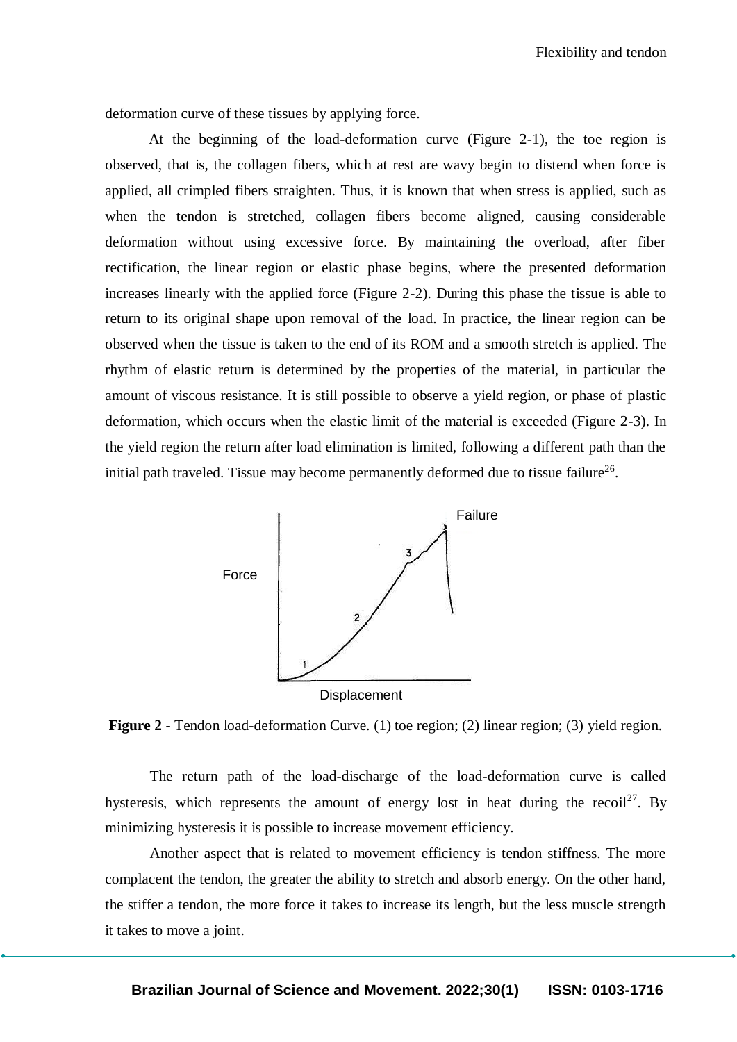deformation curve of these tissues by applying force.

At the beginning of the load-deformation curve (Figure 2-1), the toe region is observed, that is, the collagen fibers, which at rest are wavy begin to distend when force is applied, all crimpled fibers straighten. Thus, it is known that when stress is applied, such as when the tendon is stretched, collagen fibers become aligned, causing considerable deformation without using excessive force. By maintaining the overload, after fiber rectification, the linear region or elastic phase begins, where the presented deformation increases linearly with the applied force (Figure 2-2). During this phase the tissue is able to return to its original shape upon removal of the load. In practice, the linear region can be observed when the tissue is taken to the end of its ROM and a smooth stretch is applied. The rhythm of elastic return is determined by the properties of the material, in particular the amount of viscous resistance. It is still possible to observe a yield region, or phase of plastic deformation, which occurs when the elastic limit of the material is exceeded (Figure 2-3). In the yield region the return after load elimination is limited, following a different path than the initial path traveled. Tissue may become permanently deformed due to tissue failure[26].

**Figure 2 -** Tendon load-deformation Curve. (1) toe region; (2) linear region; (3) yield region.

The return path of the load-discharge of the load-deformation curve is called hysteresis, which represents the amount of energy lost in heat during the recoil[27]. By minimizing hysteresis it is possible to increase movement efficiency.

Another aspect that is related to movement efficiency is tendon stiffness. The more complacent the tendon, the greater the ability to stretch and absorb energy. On the other hand, the stiffer a tendon, the more force it takes to increase its length, but the less muscle strength it takes to move a joint.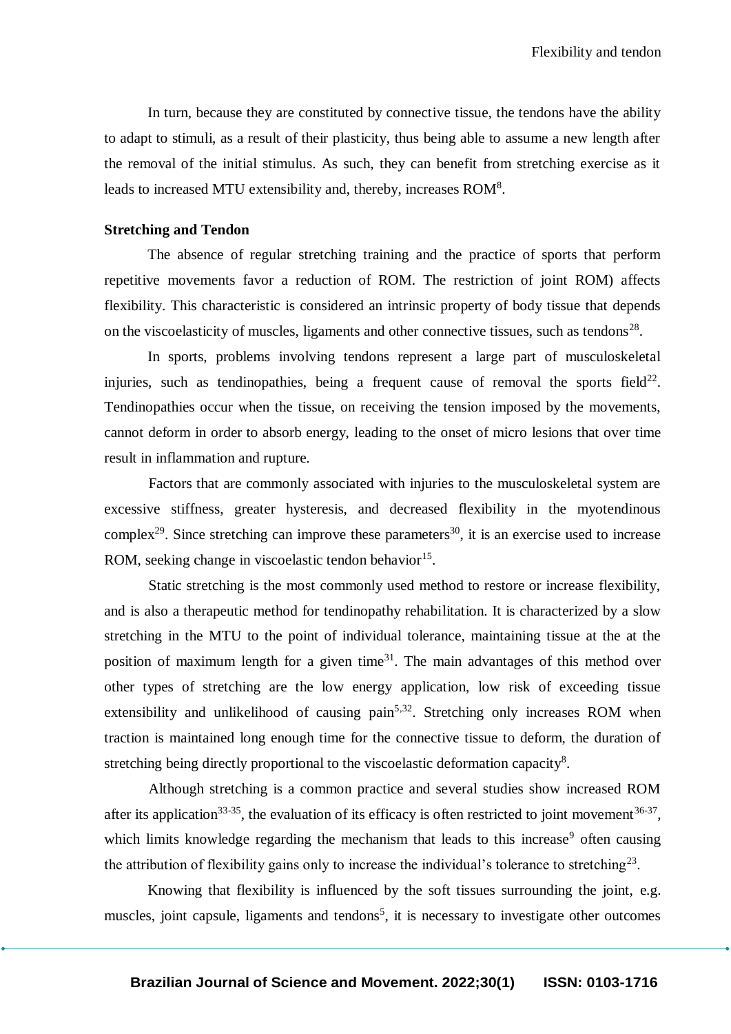In turn, because they are constituted by connective tissue, the tendons have the ability to adapt to stimuli, as a result of their plasticity, thus being able to assume a new length after the removal of the initial stimulus. As such, they can benefit from stretching exercise as it leads to increased MTU extensibility and, thereby, increases ROM[8].

**Stretching and Tendon**

The absence of regular stretching training and the practice of sports that perform repetitive movements favor a reduction of ROM. The restriction of joint ROM) affects flexibility. This characteristic is considered an intrinsic property of body tissue that depends on the viscoelasticity of muscles, ligaments and other connective tissues, such as tendons[28].

In sports, problems involving tendons represent a large part of musculoskeletal injuries, such as tendinopathies, being a frequent cause of removal the sports field[22]. Tendinopathies occur when the tissue, on receiving the tension imposed by the movements, cannot deform in order to absorb energy, leading to the onset of micro lesions that over time result in inflammation and rupture.

Factors that are commonly associated with injuries to the musculoskeletal system are excessive stiffness, greater hysteresis, and decreased flexibility in the myotendinous complex[29]. Since stretching can improve these parameters[30], it is an exercise used to increase ROM, seeking change in viscoelastic tendon behavior[15].

Static stretching is the most commonly used method to restore or increase flexibility, and is also a therapeutic method for tendinopathy rehabilitation. It is characterized by a slow stretching in the MTU to the point of individual tolerance, maintaining tissue at the at the position of maximum length for a given time[31]. The main advantages of this method over other types of stretching are the low energy application, low risk of exceeding tissue extensibility and unlikelihood of causing pain[5,32]. Stretching only increases ROM when traction is maintained long enough time for the connective tissue to deform, the duration of stretching being directly proportional to the viscoelastic deformation capacity[8].

Although stretching is a common practice and several studies show increased ROM after its application[33-35], the evaluation of its efficacy is often restricted to joint movement[36-37], which limits knowledge regarding the mechanism that leads to this increase[9] often causing the attribution of flexibility gains only to increase the individual's tolerance to stretching[23].

Knowing that flexibility is influenced by the soft tissues surrounding the joint, e.g. muscles, joint capsule, ligaments and tendons[5], it is necessary to investigate other outcomes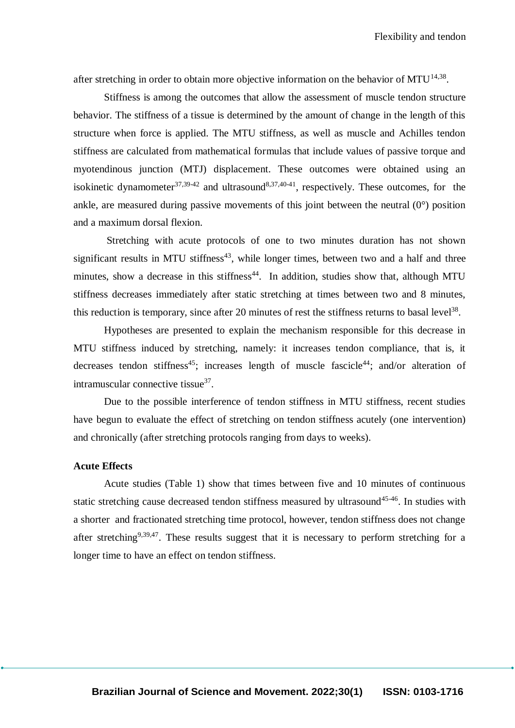after stretching in order to obtain more objective information on the behavior of MTU[14,38].

Stiffness is among the outcomes that allow the assessment of muscle tendon structure behavior. The stiffness of a tissue is determined by the amount of change in the length of this structure when force is applied. The MTU stiffness, as well as muscle and Achilles tendon stiffness are calculated from mathematical formulas that include values of passive torque and myotendinous junction (MTJ) displacement. These outcomes were obtained using an isokinetic dynamometer[37,39-42] and ultrasound[8,37,40-41], respectively. These outcomes, for the ankle, are measured during passive movements of this joint between the neutral (0°) position and a maximum dorsal flexion.

Stretching with acute protocols of one to two minutes duration has not shown significant results in MTU stiffness[43], while longer times, between two and a half and three minutes, show a decrease in this stiffness[44]. In addition, studies show that, although MTU stiffness decreases immediately after static stretching at times between two and 8 minutes, this reduction is temporary, since after 20 minutes of rest the stiffness returns to basal level[38].

Hypotheses are presented to explain the mechanism responsible for this decrease in MTU stiffness induced by stretching, namely: it increases tendon compliance, that is, it decreases tendon stiffness[45]; increases length of muscle fascicle[44]; and/or alteration of intramuscular connective tissue[37].

Due to the possible interference of tendon stiffness in MTU stiffness, recent studies have begun to evaluate the effect of stretching on tendon stiffness acutely (one intervention) and chronically (after stretching protocols ranging from days to weeks).

**Acute Effects**

Acute studies (Table 1) show that times between five and 10 minutes of continuous static stretching cause decreased tendon stiffness measured by ultrasound[45-46]. In studies with a shorter and fractionated stretching time protocol, however, tendon stiffness does not change after stretching[9,39,47]. These results suggest that it is necessary to perform stretching for a longer time to have an effect on tendon stiffness.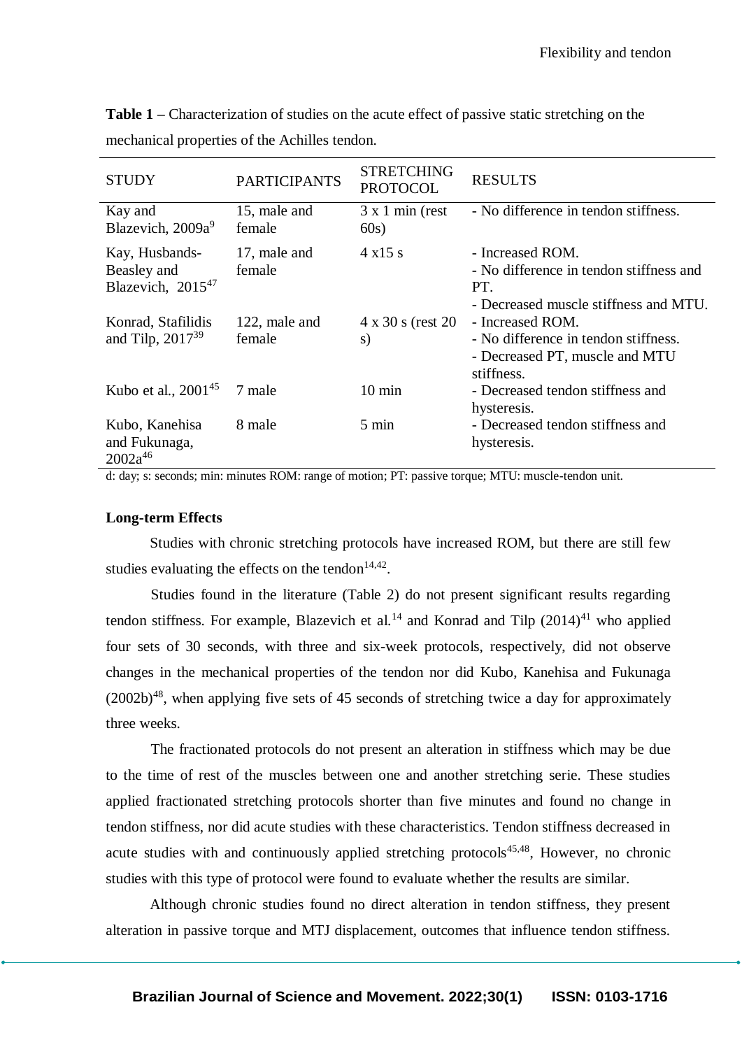**Table 1** – Characterization of studies on the acute effect of passive static stretching on the mechanical properties of the Achilles tendon.

| STUDY | PARTICIPANTS | STRETCHING PROTOCOL | RESULTS |
|---|---|---|---|
| Kay and Blazevich, 2009a[9] | 15, male and female | 3 x 1 min (rest 60s) | - No difference in tendon stiffness. |
| Kay, Husbands-Beasley and Blazevich, 2015[47] | 17, male and female | 4 x15 s | - Increased ROM.<br>- No difference in tendon stiffness and PT.<br>- Decreased muscle stiffness and MTU. |
| Konrad, Stafilidis and Tilp, 2017[39] | 122, male and female | 4 x 30 s (rest 20 s) | - Increased ROM.<br>- No difference in tendon stiffness.<br>- Decreased PT, muscle and MTU stiffness. |
| Kubo et al., 2001[45] | 7 male | 10 min | - Decreased tendon stiffness and hysteresis. |
| Kubo, Kanehisa and Fukunaga, 2002a[46] | 8 male | 5 min | - Decreased tendon stiffness and hysteresis. |

d: day; s: seconds; min: minutes ROM: range of motion; PT: passive torque; MTU: muscle-tendon unit.

**Long-term Effects**

Studies with chronic stretching protocols have increased ROM, but there are still few studies evaluating the effects on the tendon[14,42].

Studies found in the literature (Table 2) do not present significant results regarding tendon stiffness. For example, Blazevich et al.[14] and Konrad and Tilp (2014)[41] who applied four sets of 30 seconds, with three and six-week protocols, respectively, did not observe changes in the mechanical properties of the tendon nor did Kubo, Kanehisa and Fukunaga (2002b)[48], when applying five sets of 45 seconds of stretching twice a day for approximately three weeks.

The fractionated protocols do not present an alteration in stiffness which may be due to the time of rest of the muscles between one and another stretching serie. These studies applied fractionated stretching protocols shorter than five minutes and found no change in tendon stiffness, nor did acute studies with these characteristics. Tendon stiffness decreased in acute studies with and continuously applied stretching protocols[45,48], However, no chronic studies with this type of protocol were found to evaluate whether the results are similar.

Although chronic studies found no direct alteration in tendon stiffness, they present alteration in passive torque and MTJ displacement, outcomes that influence tendon stiffness.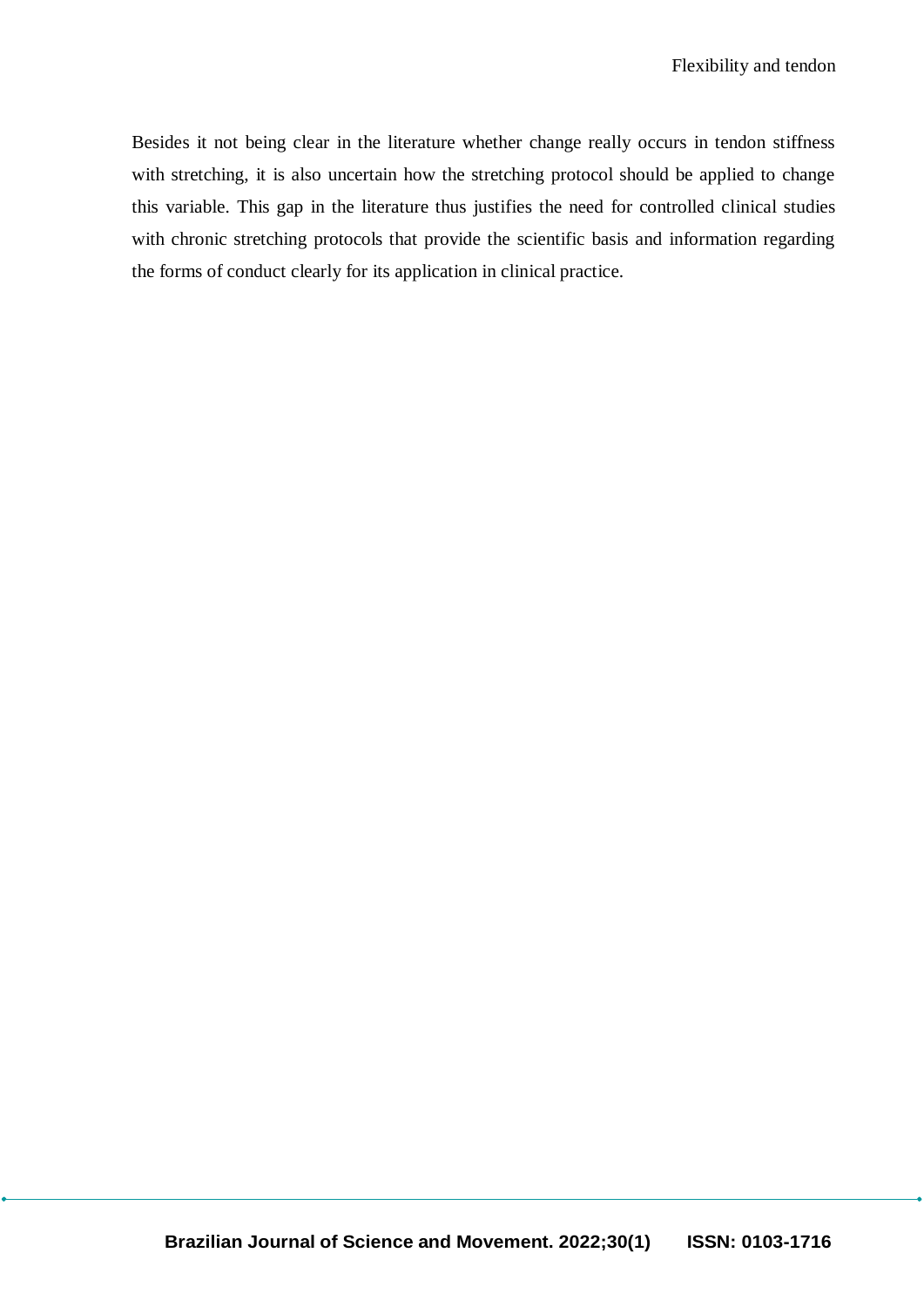Besides it not being clear in the literature whether change really occurs in tendon stiffness with stretching, it is also uncertain how the stretching protocol should be applied to change this variable. This gap in the literature thus justifies the need for controlled clinical studies with chronic stretching protocols that provide the scientific basis and information regarding the forms of conduct clearly for its application in clinical practice.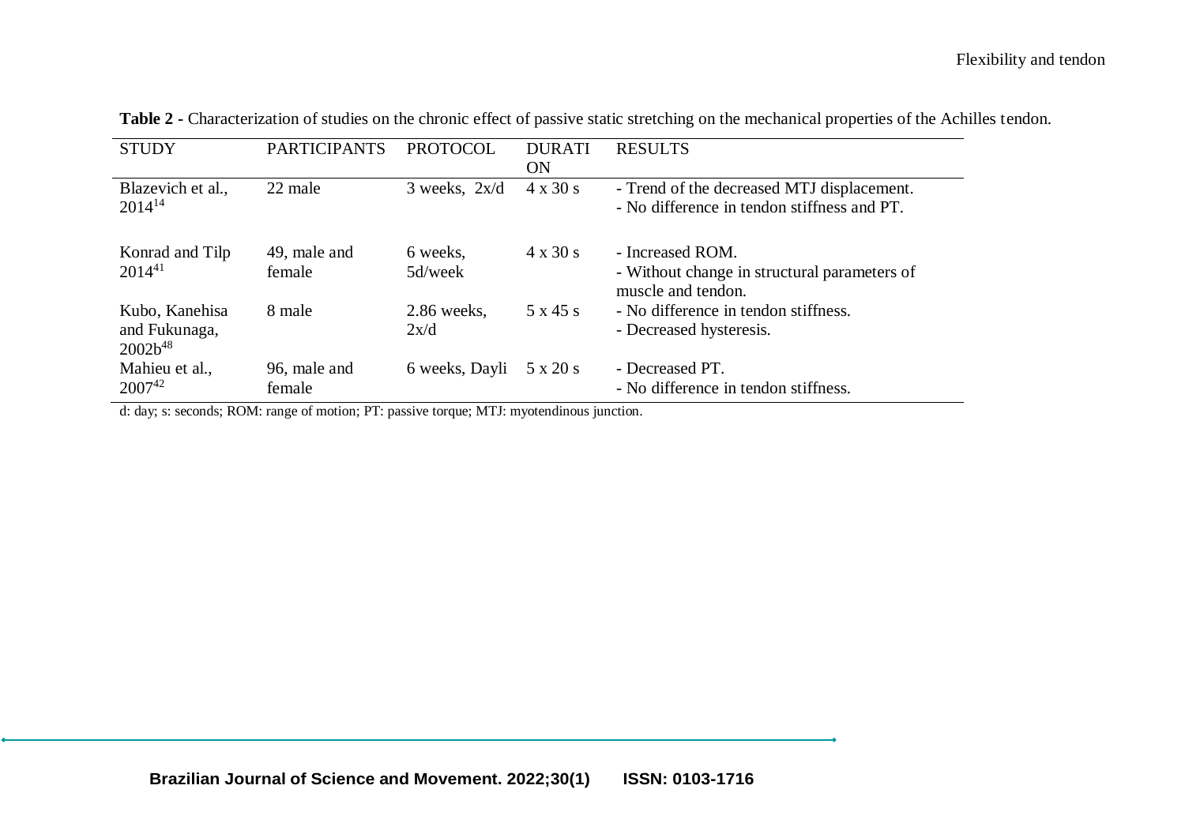**Table 2 -** Characterization of studies on the chronic effect of passive static stretching on the mechanical properties of the Achilles tendon.

| STUDY | PARTICIPANTS | PROTOCOL | DURATION | RESULTS |
|---|---|---|---|---|
| Blazevich et al., 2014[14] | 22 male | 3 weeks, 2x/d | 4 x 30 s | - Trend of the decreased MTJ displacement.<br>- No difference in tendon stiffness and PT. |
| Konrad and Tilp 2014[41] | 49, male and female | 6 weeks, 5d/week | 4 x 30 s | - Increased ROM.<br>- Without change in structural parameters of muscle and tendon. |
| Kubo, Kanehisa and Fukunaga, 2002b[48] | 8 male | 2.86 weeks, 2x/d | 5 x 45 s | - No difference in tendon stiffness.<br>- Decreased hysteresis. |
| Mahieu et al., 2007[42] | 96, male and female | 6 weeks, Dayli | 5 x 20 s | - Decreased PT.<br>- No difference in tendon stiffness. |

d: day; s: seconds; ROM: range of motion; PT: passive torque; MTJ: myotendinous junction.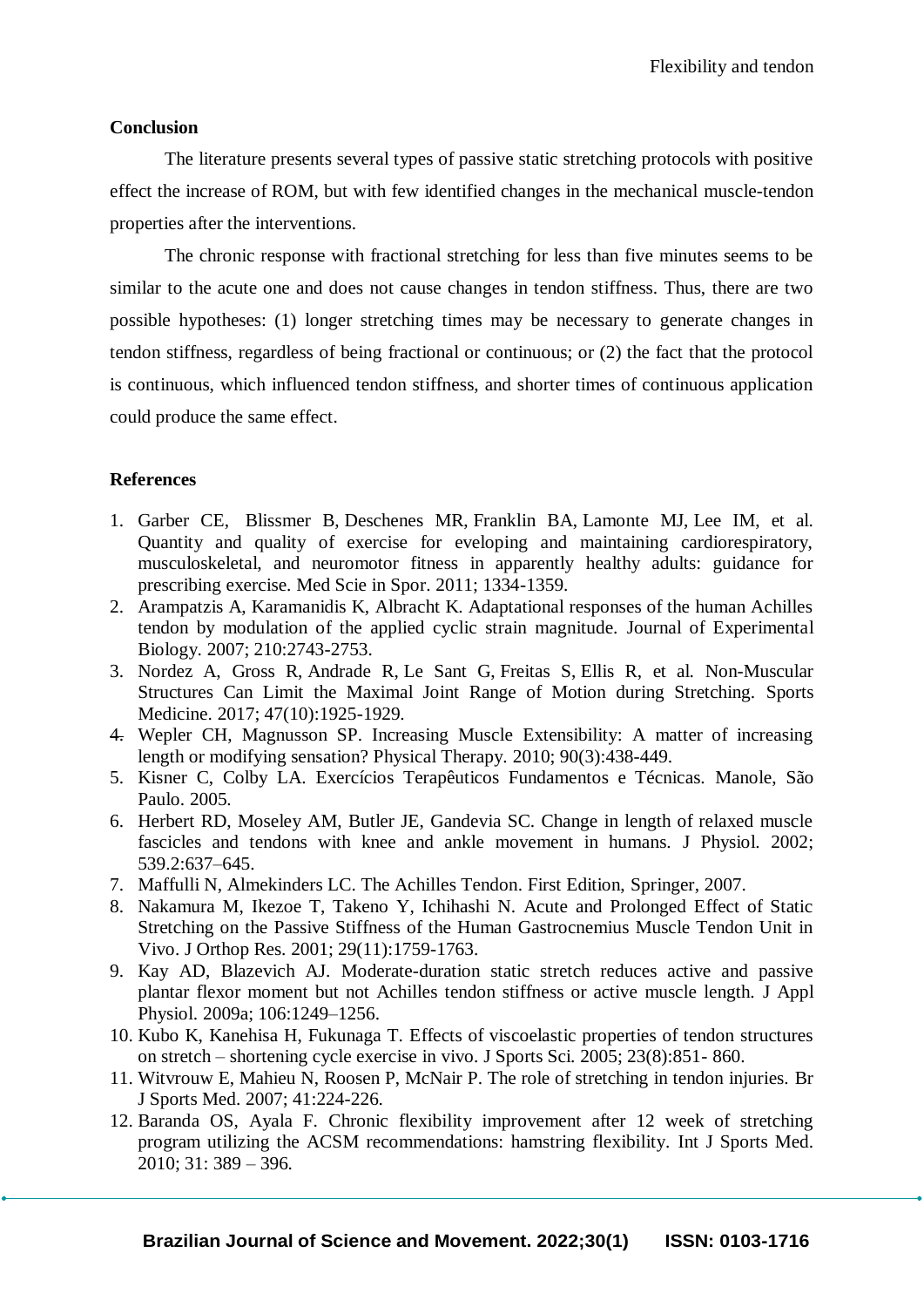**Conclusion**

The literature presents several types of passive static stretching protocols with positive effect the increase of ROM, but with few identified changes in the mechanical muscle-tendon properties after the interventions.

The chronic response with fractional stretching for less than five minutes seems to be similar to the acute one and does not cause changes in tendon stiffness. Thus, there are two possible hypotheses: (1) longer stretching times may be necessary to generate changes in tendon stiffness, regardless of being fractional or continuous; or (2) the fact that the protocol is continuous, which influenced tendon stiffness, and shorter times of continuous application could produce the same effect.

**References**

1. Garber CE, Blissmer B, Deschenes MR, Franklin BA, Lamonte MJ, Lee IM, et al. Quantity and quality of exercise for eveloping and maintaining cardiorespiratory, musculoskeletal, and neuromotor fitness in apparently healthy adults: guidance for prescribing exercise. Med Scie in Spor. 2011; 1334-1359.
2. Arampatzis A, Karamanidis K, Albracht K. Adaptational responses of the human Achilles tendon by modulation of the applied cyclic strain magnitude. Journal of Experimental Biology. 2007; 210:2743-2753.
3. Nordez A, Gross R, Andrade R, Le Sant G, Freitas S, Ellis R, et al. Non-Muscular Structures Can Limit the Maximal Joint Range of Motion during Stretching. Sports Medicine. 2017; 47(10):1925-1929.
4. Wepler CH, Magnusson SP. Increasing Muscle Extensibility: A matter of increasing length or modifying sensation? Physical Therapy. 2010; 90(3):438-449.
5. Kisner C, Colby LA. Exercícios Terapêuticos Fundamentos e Técnicas. Manole, São Paulo. 2005.
6. Herbert RD, Moseley AM, Butler JE, Gandevia SC. Change in length of relaxed muscle fascicles and tendons with knee and ankle movement in humans. J Physiol. 2002; 539.2:637–645.
7. Maffulli N, Almekinders LC. The Achilles Tendon. First Edition, Springer, 2007.
8. Nakamura M, Ikezoe T, Takeno Y, Ichihashi N. Acute and Prolonged Effect of Static Stretching on the Passive Stiffness of the Human Gastrocnemius Muscle Tendon Unit in Vivo. J Orthop Res. 2001; 29(11):1759-1763.
9. Kay AD, Blazevich AJ. Moderate-duration static stretch reduces active and passive plantar flexor moment but not Achilles tendon stiffness or active muscle length. J Appl Physiol. 2009a; 106:1249–1256.
10. Kubo K, Kanehisa H, Fukunaga T. Effects of viscoelastic properties of tendon structures on stretch – shortening cycle exercise in vivo. J Sports Sci. 2005; 23(8):851- 860.
11. Witvrouw E, Mahieu N, Roosen P, McNair P. The role of stretching in tendon injuries. Br J Sports Med. 2007; 41:224-226.
12. Baranda OS, Ayala F. Chronic flexibility improvement after 12 week of stretching program utilizing the ACSM recommendations: hamstring flexibility. Int J Sports Med. 2010; 31: 389 – 396.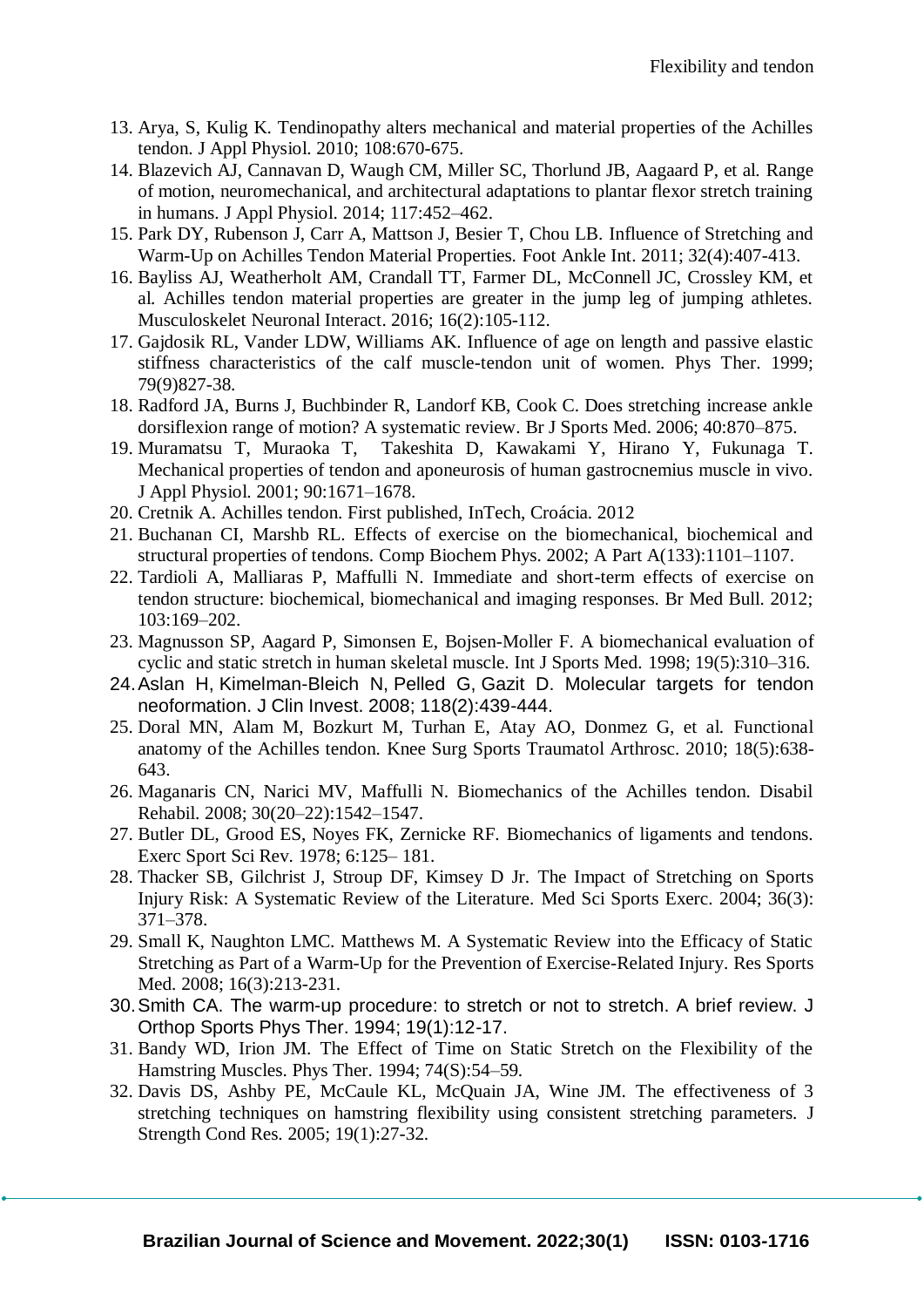13. Arya, S, Kulig K. Tendinopathy alters mechanical and material properties of the Achilles tendon. J Appl Physiol. 2010; 108:670-675.
14. Blazevich AJ, Cannavan D, Waugh CM, Miller SC, Thorlund JB, Aagaard P, et al. Range of motion, neuromechanical, and architectural adaptations to plantar flexor stretch training in humans. J Appl Physiol. 2014; 117:452–462.
15. Park DY, Rubenson J, Carr A, Mattson J, Besier T, Chou LB. Influence of Stretching and Warm-Up on Achilles Tendon Material Properties. Foot Ankle Int. 2011; 32(4):407-413.
16. Bayliss AJ, Weatherholt AM, Crandall TT, Farmer DL, McConnell JC, Crossley KM, et al. Achilles tendon material properties are greater in the jump leg of jumping athletes. Musculoskelet Neuronal Interact. 2016; 16(2):105-112.
17. Gajdosik RL, Vander LDW, Williams AK. Influence of age on length and passive elastic stiffness characteristics of the calf muscle-tendon unit of women. Phys Ther. 1999; 79(9)827-38.
18. Radford JA, Burns J, Buchbinder R, Landorf KB, Cook C. Does stretching increase ankle dorsiflexion range of motion? A systematic review. Br J Sports Med. 2006; 40:870–875.
19. Muramatsu T, Muraoka T, Takeshita D, Kawakami Y, Hirano Y, Fukunaga T. Mechanical properties of tendon and aponeurosis of human gastrocnemius muscle in vivo. J Appl Physiol. 2001; 90:1671–1678.
20. Cretnik A. Achilles tendon. First published, InTech, Croácia. 2012
21. Buchanan CI, Marshb RL. Effects of exercise on the biomechanical, biochemical and structural properties of tendons. Comp Biochem Phys. 2002; A Part A(133):1101–1107.
22. Tardioli A, Malliaras P, Maffulli N. Immediate and short-term effects of exercise on tendon structure: biochemical, biomechanical and imaging responses. Br Med Bull. 2012; 103:169–202.
23. Magnusson SP, Aagard P, Simonsen E, Bojsen-Moller F. A biomechanical evaluation of cyclic and static stretch in human skeletal muscle. Int J Sports Med. 1998; 19(5):310–316.
24. Aslan H, Kimelman-Bleich N, Pelled G, Gazit D. Molecular targets for tendon neoformation. J Clin Invest. 2008; 118(2):439-444.
25. Doral MN, Alam M, Bozkurt M, Turhan E, Atay AO, Donmez G, et al. Functional anatomy of the Achilles tendon. Knee Surg Sports Traumatol Arthrosc. 2010; 18(5):638-643.
26. Maganaris CN, Narici MV, Maffulli N. Biomechanics of the Achilles tendon. Disabil Rehabil. 2008; 30(20–22):1542–1547.
27. Butler DL, Grood ES, Noyes FK, Zernicke RF. Biomechanics of ligaments and tendons. Exerc Sport Sci Rev. 1978; 6:125– 181.
28. Thacker SB, Gilchrist J, Stroup DF, Kimsey D Jr. The Impact of Stretching on Sports Injury Risk: A Systematic Review of the Literature. Med Sci Sports Exerc. 2004; 36(3): 371–378.
29. Small K, Naughton LMC. Matthews M. A Systematic Review into the Efficacy of Static Stretching as Part of a Warm-Up for the Prevention of Exercise-Related Injury. Res Sports Med. 2008; 16(3):213-231.
30. Smith CA. The warm-up procedure: to stretch or not to stretch. A brief review. J Orthop Sports Phys Ther. 1994; 19(1):12-17.
31. Bandy WD, Irion JM. The Effect of Time on Static Stretch on the Flexibility of the Hamstring Muscles. Phys Ther. 1994; 74(S):54–59.
32. Davis DS, Ashby PE, McCaule KL, McQuain JA, Wine JM. The effectiveness of 3 stretching techniques on hamstring flexibility using consistent stretching parameters. J Strength Cond Res. 2005; 19(1):27-32.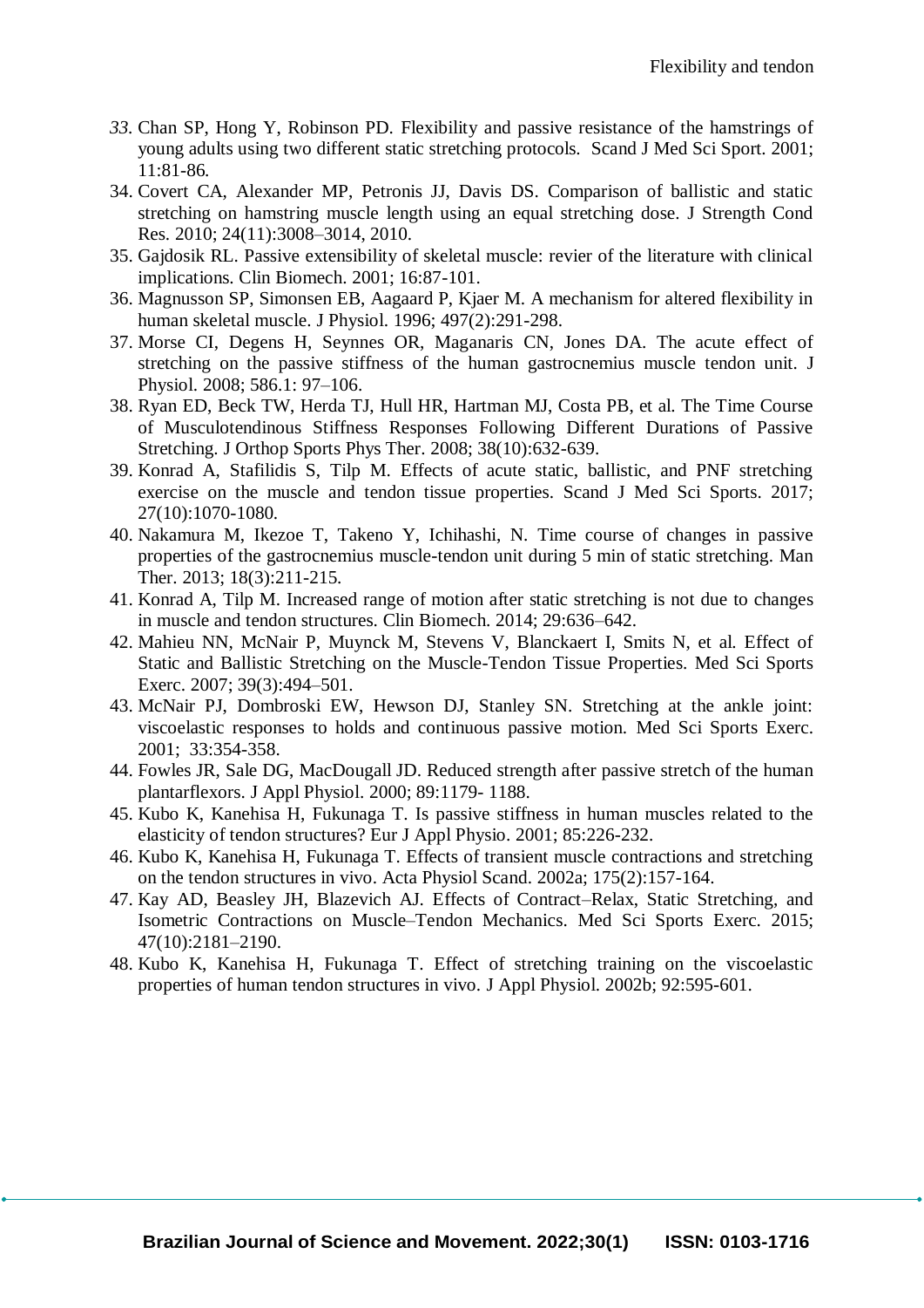33. Chan SP, Hong Y, Robinson PD. Flexibility and passive resistance of the hamstrings of young adults using two different static stretching protocols. Scand J Med Sci Sport. 2001; 11:81-86.
34. Covert CA, Alexander MP, Petronis JJ, Davis DS. Comparison of ballistic and static stretching on hamstring muscle length using an equal stretching dose. J Strength Cond Res. 2010; 24(11):3008–3014, 2010.
35. Gajdosik RL. Passive extensibility of skeletal muscle: revier of the literature with clinical implications. Clin Biomech. 2001; 16:87-101.
36. Magnusson SP, Simonsen EB, Aagaard P, Kjaer M. A mechanism for altered flexibility in human skeletal muscle. J Physiol. 1996; 497(2):291-298.
37. Morse CI, Degens H, Seynnes OR, Maganaris CN, Jones DA. The acute effect of stretching on the passive stiffness of the human gastrocnemius muscle tendon unit. J Physiol. 2008; 586.1: 97–106.
38. Ryan ED, Beck TW, Herda TJ, Hull HR, Hartman MJ, Costa PB, et al. The Time Course of Musculotendinous Stiffness Responses Following Different Durations of Passive Stretching. J Orthop Sports Phys Ther. 2008; 38(10):632-639.
39. Konrad A, Stafilidis S, Tilp M. Effects of acute static, ballistic, and PNF stretching exercise on the muscle and tendon tissue properties. Scand J Med Sci Sports. 2017; 27(10):1070-1080.
40. Nakamura M, Ikezoe T, Takeno Y, Ichihashi, N. Time course of changes in passive properties of the gastrocnemius muscle-tendon unit during 5 min of static stretching. Man Ther. 2013; 18(3):211-215.
41. Konrad A, Tilp M. Increased range of motion after static stretching is not due to changes in muscle and tendon structures. Clin Biomech. 2014; 29:636–642.
42. Mahieu NN, McNair P, Muynck M, Stevens V, Blanckaert I, Smits N, et al. Effect of Static and Ballistic Stretching on the Muscle-Tendon Tissue Properties. Med Sci Sports Exerc. 2007; 39(3):494–501.
43. McNair PJ, Dombroski EW, Hewson DJ, Stanley SN. Stretching at the ankle joint: viscoelastic responses to holds and continuous passive motion. Med Sci Sports Exerc. 2001; 33:354-358.
44. Fowles JR, Sale DG, MacDougall JD. Reduced strength after passive stretch of the human plantarflexors. J Appl Physiol. 2000; 89:1179- 1188.
45. Kubo K, Kanehisa H, Fukunaga T. Is passive stiffness in human muscles related to the elasticity of tendon structures? Eur J Appl Physio. 2001; 85:226-232.
46. Kubo K, Kanehisa H, Fukunaga T. Effects of transient muscle contractions and stretching on the tendon structures in vivo. Acta Physiol Scand. 2002a; 175(2):157-164.
47. Kay AD, Beasley JH, Blazevich AJ. Effects of Contract–Relax, Static Stretching, and Isometric Contractions on Muscle–Tendon Mechanics. Med Sci Sports Exerc. 2015; 47(10):2181–2190.
48. Kubo K, Kanehisa H, Fukunaga T. Effect of stretching training on the viscoelastic properties of human tendon structures in vivo. J Appl Physiol. 2002b; 92:595-601.